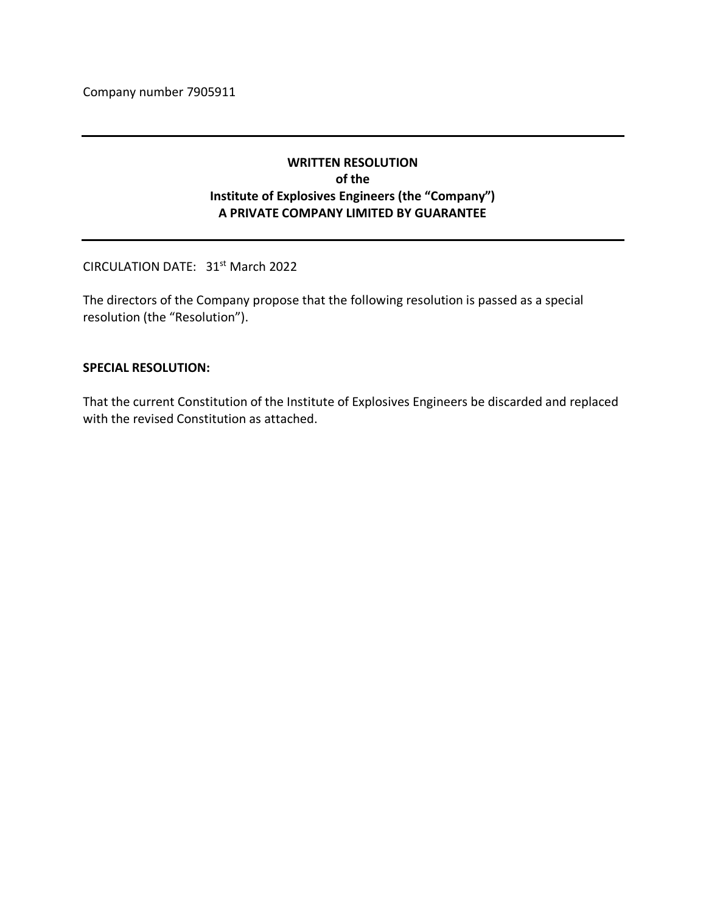Company number 7905911

---

**WRITTEN RESOLUTION**
**of the**
**Institute of Explosives Engineers (the "Company")**
**A PRIVATE COMPANY LIMITED BY GUARANTEE**

---

CIRCULATION DATE: 31st March 2022

The directors of the Company propose that the following resolution is passed as a special resolution (the "Resolution").

**SPECIAL RESOLUTION:**

That the current Constitution of the Institute of Explosives Engineers be discarded and replaced with the revised Constitution as attached.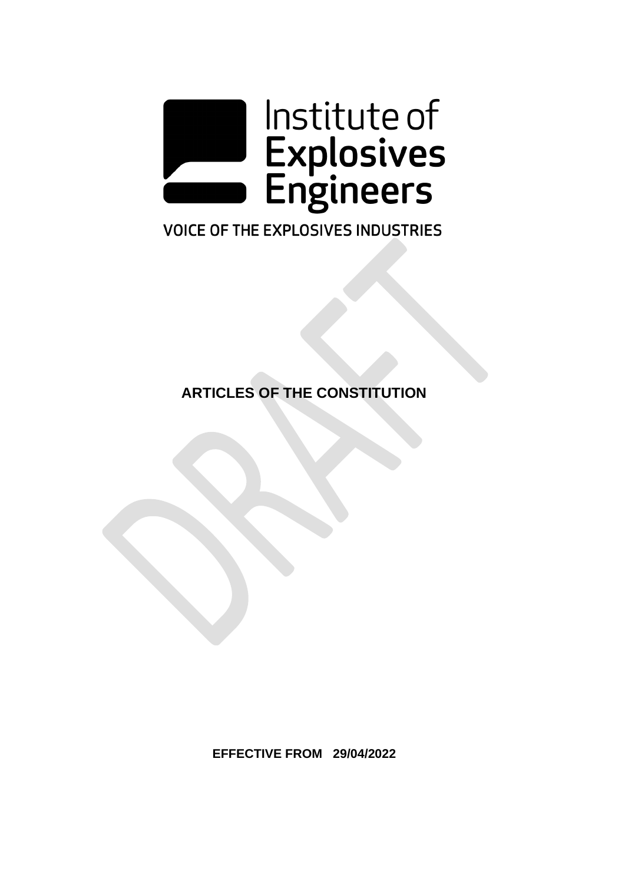Institute of
**Explosives**
**Engineers**

VOICE OF THE EXPLOSIVES INDUSTRIES

DRAFT

**ARTICLES OF THE CONSTITUTION**

**EFFECTIVE FROM 29/04/2022**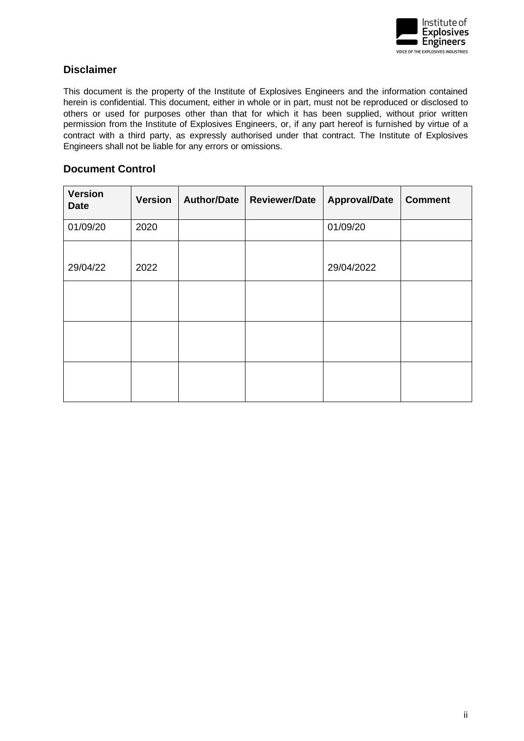## Disclaimer

This document is the property of the Institute of Explosives Engineers and the information contained herein is confidential. This document, either in whole or in part, must not be reproduced or disclosed to others or used for purposes other than that for which it has been supplied, without prior written permission from the Institute of Explosives Engineers, or, if any part hereof is furnished by virtue of a contract with a third party, as expressly authorised under that contract. The Institute of Explosives Engineers shall not be liable for any errors or omissions.

## Document Control

| Version Date | Version | Author/Date | Reviewer/Date | Approval/Date | Comment |
|---|---|---|---|---|---|
| 01/09/20 | 2020 | | | 01/09/20 | |
| 29/04/22 | 2022 | | | 29/04/2022 | |
| | | | | | |
| | | | | | |
| | | | | | |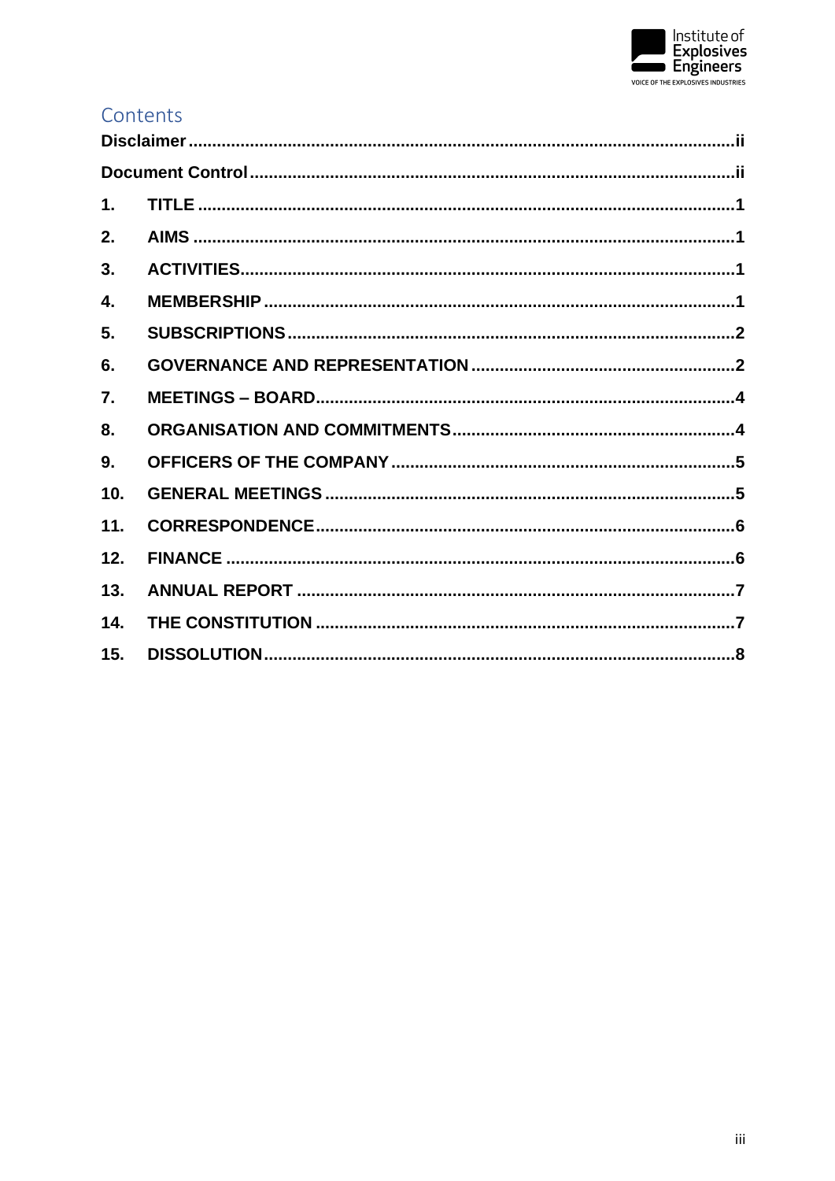## Contents

- **Disclaimer** ..... ii
- **Document Control** ..... ii
- **1. TITLE** ..... 1
- **2. AIMS** ..... 1
- **3. ACTIVITIES** ..... 1
- **4. MEMBERSHIP** ..... 1
- **5. SUBSCRIPTIONS** ..... 2
- **6. GOVERNANCE AND REPRESENTATION** ..... 2
- **7. MEETINGS – BOARD** ..... 4
- **8. ORGANISATION AND COMMITMENTS** ..... 4
- **9. OFFICERS OF THE COMPANY** ..... 5
- **10. GENERAL MEETINGS** ..... 5
- **11. CORRESPONDENCE** ..... 6
- **12. FINANCE** ..... 6
- **13. ANNUAL REPORT** ..... 7
- **14. THE CONSTITUTION** ..... 7
- **15. DISSOLUTION** ..... 8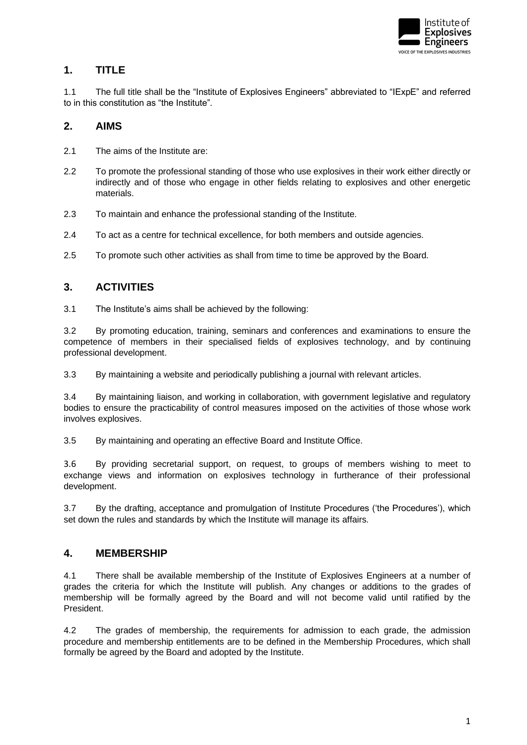## 1. TITLE

1.1 The full title shall be the "Institute of Explosives Engineers" abbreviated to "IExpE" and referred to in this constitution as "the Institute".

## 2. AIMS

2.1 The aims of the Institute are:

2.2 To promote the professional standing of those who use explosives in their work either directly or indirectly and of those who engage in other fields relating to explosives and other energetic materials.

2.3 To maintain and enhance the professional standing of the Institute.

2.4 To act as a centre for technical excellence, for both members and outside agencies.

2.5 To promote such other activities as shall from time to time be approved by the Board.

## 3. ACTIVITIES

3.1 The Institute's aims shall be achieved by the following:

3.2 By promoting education, training, seminars and conferences and examinations to ensure the competence of members in their specialised fields of explosives technology, and by continuing professional development.

3.3 By maintaining a website and periodically publishing a journal with relevant articles.

3.4 By maintaining liaison, and working in collaboration, with government legislative and regulatory bodies to ensure the practicability of control measures imposed on the activities of those whose work involves explosives.

3.5 By maintaining and operating an effective Board and Institute Office.

3.6 By providing secretarial support, on request, to groups of members wishing to meet to exchange views and information on explosives technology in furtherance of their professional development.

3.7 By the drafting, acceptance and promulgation of Institute Procedures ('the Procedures'), which set down the rules and standards by which the Institute will manage its affairs.

## 4. MEMBERSHIP

4.1 There shall be available membership of the Institute of Explosives Engineers at a number of grades the criteria for which the Institute will publish. Any changes or additions to the grades of membership will be formally agreed by the Board and will not become valid until ratified by the President.

4.2 The grades of membership, the requirements for admission to each grade, the admission procedure and membership entitlements are to be defined in the Membership Procedures, which shall formally be agreed by the Board and adopted by the Institute.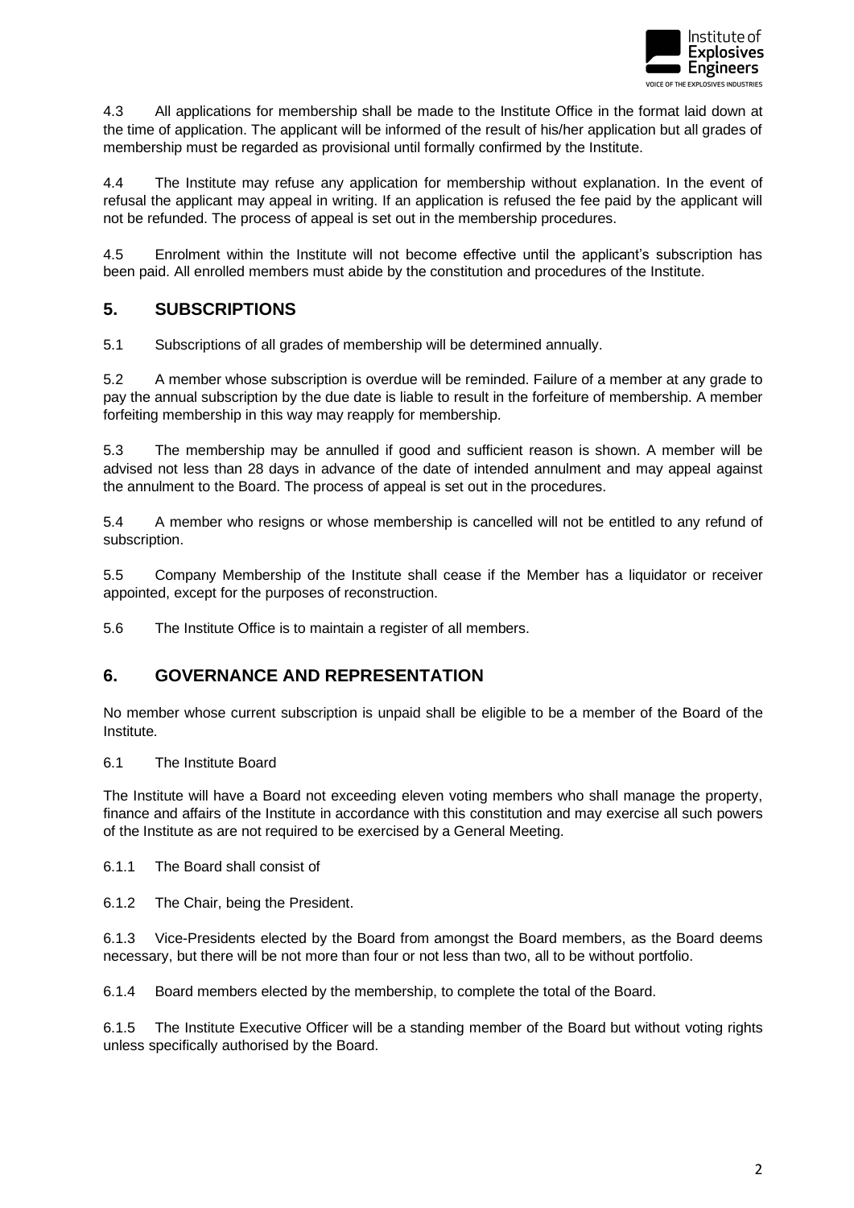4.3 All applications for membership shall be made to the Institute Office in the format laid down at the time of application. The applicant will be informed of the result of his/her application but all grades of membership must be regarded as provisional until formally confirmed by the Institute.

4.4 The Institute may refuse any application for membership without explanation. In the event of refusal the applicant may appeal in writing. If an application is refused the fee paid by the applicant will not be refunded. The process of appeal is set out in the membership procedures.

4.5 Enrolment within the Institute will not become effective until the applicant's subscription has been paid. All enrolled members must abide by the constitution and procedures of the Institute.

## 5. SUBSCRIPTIONS

5.1 Subscriptions of all grades of membership will be determined annually.

5.2 A member whose subscription is overdue will be reminded. Failure of a member at any grade to pay the annual subscription by the due date is liable to result in the forfeiture of membership. A member forfeiting membership in this way may reapply for membership.

5.3 The membership may be annulled if good and sufficient reason is shown. A member will be advised not less than 28 days in advance of the date of intended annulment and may appeal against the annulment to the Board. The process of appeal is set out in the procedures.

5.4 A member who resigns or whose membership is cancelled will not be entitled to any refund of subscription.

5.5 Company Membership of the Institute shall cease if the Member has a liquidator or receiver appointed, except for the purposes of reconstruction.

5.6 The Institute Office is to maintain a register of all members.

## 6. GOVERNANCE AND REPRESENTATION

No member whose current subscription is unpaid shall be eligible to be a member of the Board of the Institute.

6.1 The Institute Board

The Institute will have a Board not exceeding eleven voting members who shall manage the property, finance and affairs of the Institute in accordance with this constitution and may exercise all such powers of the Institute as are not required to be exercised by a General Meeting.

6.1.1 The Board shall consist of

6.1.2 The Chair, being the President.

6.1.3 Vice-Presidents elected by the Board from amongst the Board members, as the Board deems necessary, but there will be not more than four or not less than two, all to be without portfolio.

6.1.4 Board members elected by the membership, to complete the total of the Board.

6.1.5 The Institute Executive Officer will be a standing member of the Board but without voting rights unless specifically authorised by the Board.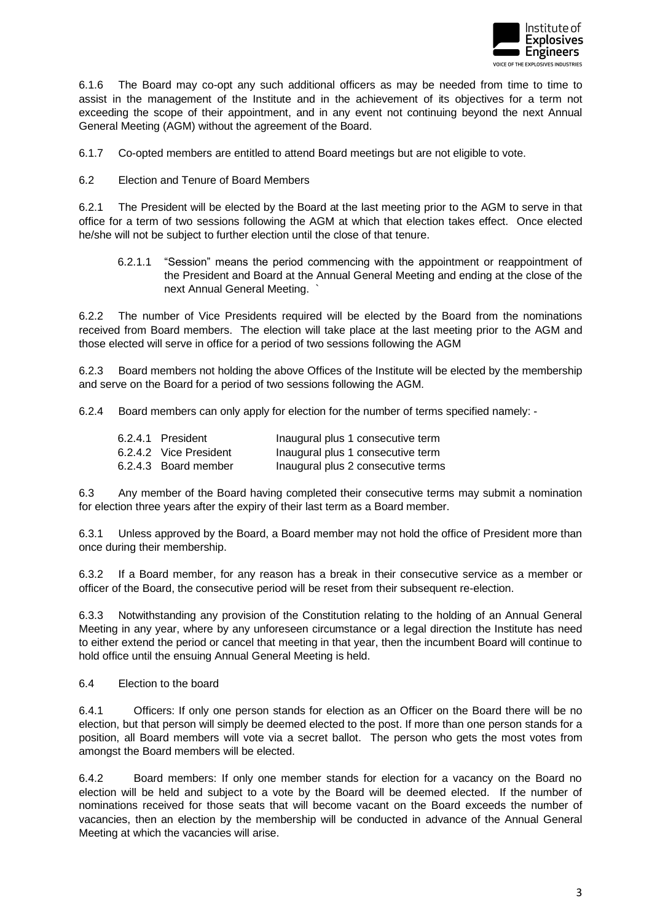6.1.6 The Board may co-opt any such additional officers as may be needed from time to time to assist in the management of the Institute and in the achievement of its objectives for a term not exceeding the scope of their appointment, and in any event not continuing beyond the next Annual General Meeting (AGM) without the agreement of the Board.

6.1.7 Co-opted members are entitled to attend Board meetings but are not eligible to vote.

6.2 Election and Tenure of Board Members

6.2.1 The President will be elected by the Board at the last meeting prior to the AGM to serve in that office for a term of two sessions following the AGM at which that election takes effect. Once elected he/she will not be subject to further election until the close of that tenure.

> 6.2.1.1 "Session" means the period commencing with the appointment or reappointment of the President and Board at the Annual General Meeting and ending at the close of the next Annual General Meeting. `

6.2.2 The number of Vice Presidents required will be elected by the Board from the nominations received from Board members. The election will take place at the last meeting prior to the AGM and those elected will serve in office for a period of two sessions following the AGM

6.2.3 Board members not holding the above Offices of the Institute will be elected by the membership and serve on the Board for a period of two sessions following the AGM.

6.2.4 Board members can only apply for election for the number of terms specified namely: -

| | |
|---|---|
| 6.2.4.1 President | Inaugural plus 1 consecutive term |
| 6.2.4.2 Vice President | Inaugural plus 1 consecutive term |
| 6.2.4.3 Board member | Inaugural plus 2 consecutive terms |

6.3 Any member of the Board having completed their consecutive terms may submit a nomination for election three years after the expiry of their last term as a Board member.

6.3.1 Unless approved by the Board, a Board member may not hold the office of President more than once during their membership.

6.3.2 If a Board member, for any reason has a break in their consecutive service as a member or officer of the Board, the consecutive period will be reset from their subsequent re-election.

6.3.3 Notwithstanding any provision of the Constitution relating to the holding of an Annual General Meeting in any year, where by any unforeseen circumstance or a legal direction the Institute has need to either extend the period or cancel that meeting in that year, then the incumbent Board will continue to hold office until the ensuing Annual General Meeting is held.

6.4 Election to the board

6.4.1 Officers: If only one person stands for election as an Officer on the Board there will be no election, but that person will simply be deemed elected to the post. If more than one person stands for a position, all Board members will vote via a secret ballot. The person who gets the most votes from amongst the Board members will be elected.

6.4.2 Board members: If only one member stands for election for a vacancy on the Board no election will be held and subject to a vote by the Board will be deemed elected. If the number of nominations received for those seats that will become vacant on the Board exceeds the number of vacancies, then an election by the membership will be conducted in advance of the Annual General Meeting at which the vacancies will arise.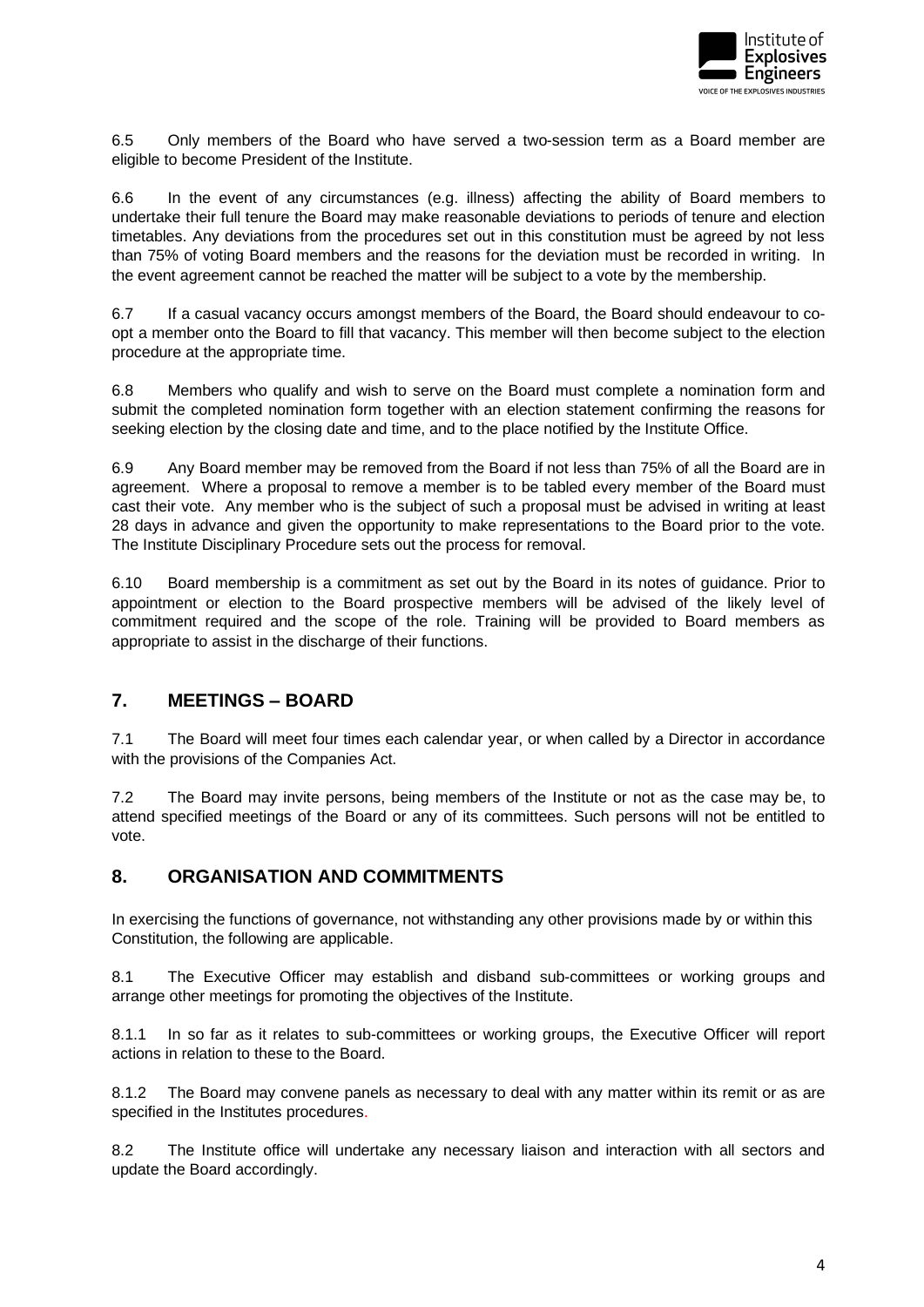6.5 Only members of the Board who have served a two-session term as a Board member are eligible to become President of the Institute.

6.6 In the event of any circumstances (e.g. illness) affecting the ability of Board members to undertake their full tenure the Board may make reasonable deviations to periods of tenure and election timetables. Any deviations from the procedures set out in this constitution must be agreed by not less than 75% of voting Board members and the reasons for the deviation must be recorded in writing. In the event agreement cannot be reached the matter will be subject to a vote by the membership.

6.7 If a casual vacancy occurs amongst members of the Board, the Board should endeavour to co-opt a member onto the Board to fill that vacancy. This member will then become subject to the election procedure at the appropriate time.

6.8 Members who qualify and wish to serve on the Board must complete a nomination form and submit the completed nomination form together with an election statement confirming the reasons for seeking election by the closing date and time, and to the place notified by the Institute Office.

6.9 Any Board member may be removed from the Board if not less than 75% of all the Board are in agreement. Where a proposal to remove a member is to be tabled every member of the Board must cast their vote. Any member who is the subject of such a proposal must be advised in writing at least 28 days in advance and given the opportunity to make representations to the Board prior to the vote. The Institute Disciplinary Procedure sets out the process for removal.

6.10 Board membership is a commitment as set out by the Board in its notes of guidance. Prior to appointment or election to the Board prospective members will be advised of the likely level of commitment required and the scope of the role. Training will be provided to Board members as appropriate to assist in the discharge of their functions.

## 7. MEETINGS – BOARD

7.1 The Board will meet four times each calendar year, or when called by a Director in accordance with the provisions of the Companies Act.

7.2 The Board may invite persons, being members of the Institute or not as the case may be, to attend specified meetings of the Board or any of its committees. Such persons will not be entitled to vote.

## 8. ORGANISATION AND COMMITMENTS

In exercising the functions of governance, not withstanding any other provisions made by or within this Constitution, the following are applicable.

8.1 The Executive Officer may establish and disband sub-committees or working groups and arrange other meetings for promoting the objectives of the Institute.

8.1.1 In so far as it relates to sub-committees or working groups, the Executive Officer will report actions in relation to these to the Board.

8.1.2 The Board may convene panels as necessary to deal with any matter within its remit or as are specified in the Institutes procedures.

8.2 The Institute office will undertake any necessary liaison and interaction with all sectors and update the Board accordingly.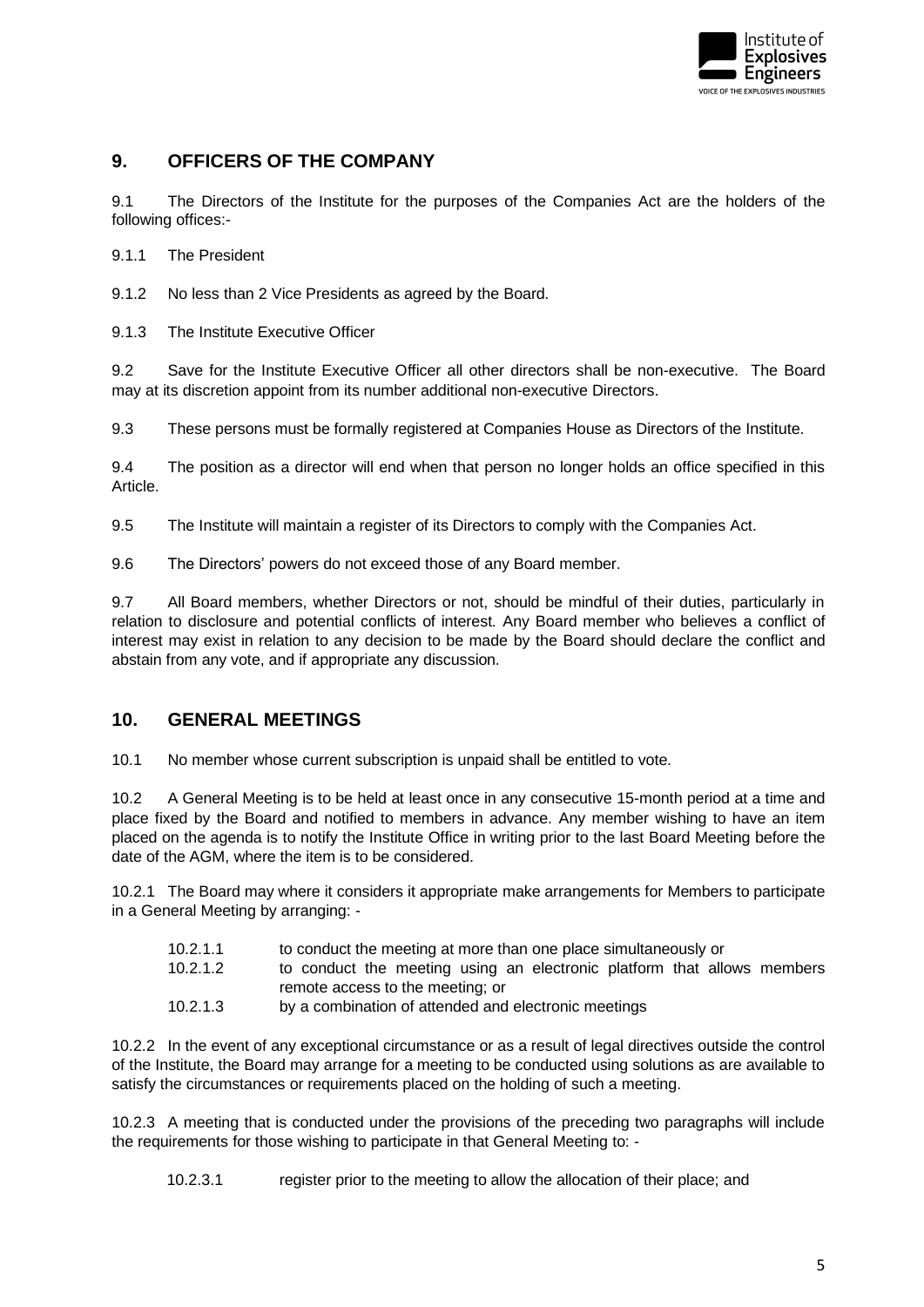## 9. OFFICERS OF THE COMPANY

9.1 The Directors of the Institute for the purposes of the Companies Act are the holders of the following offices:-

9.1.1 The President

9.1.2 No less than 2 Vice Presidents as agreed by the Board.

9.1.3 The Institute Executive Officer

9.2 Save for the Institute Executive Officer all other directors shall be non-executive. The Board may at its discretion appoint from its number additional non-executive Directors.

9.3 These persons must be formally registered at Companies House as Directors of the Institute.

9.4 The position as a director will end when that person no longer holds an office specified in this Article.

9.5 The Institute will maintain a register of its Directors to comply with the Companies Act.

9.6 The Directors' powers do not exceed those of any Board member.

9.7 All Board members, whether Directors or not, should be mindful of their duties, particularly in relation to disclosure and potential conflicts of interest. Any Board member who believes a conflict of interest may exist in relation to any decision to be made by the Board should declare the conflict and abstain from any vote, and if appropriate any discussion.

## 10. GENERAL MEETINGS

10.1 No member whose current subscription is unpaid shall be entitled to vote.

10.2 A General Meeting is to be held at least once in any consecutive 15-month period at a time and place fixed by the Board and notified to members in advance. Any member wishing to have an item placed on the agenda is to notify the Institute Office in writing prior to the last Board Meeting before the date of the AGM, where the item is to be considered.

10.2.1 The Board may where it considers it appropriate make arrangements for Members to participate in a General Meeting by arranging: -

10.2.1.1 to conduct the meeting at more than one place simultaneously or

10.2.1.2 to conduct the meeting using an electronic platform that allows members remote access to the meeting; or

10.2.1.3 by a combination of attended and electronic meetings

10.2.2 In the event of any exceptional circumstance or as a result of legal directives outside the control of the Institute, the Board may arrange for a meeting to be conducted using solutions as are available to satisfy the circumstances or requirements placed on the holding of such a meeting.

10.2.3 A meeting that is conducted under the provisions of the preceding two paragraphs will include the requirements for those wishing to participate in that General Meeting to: -

10.2.3.1 register prior to the meeting to allow the allocation of their place; and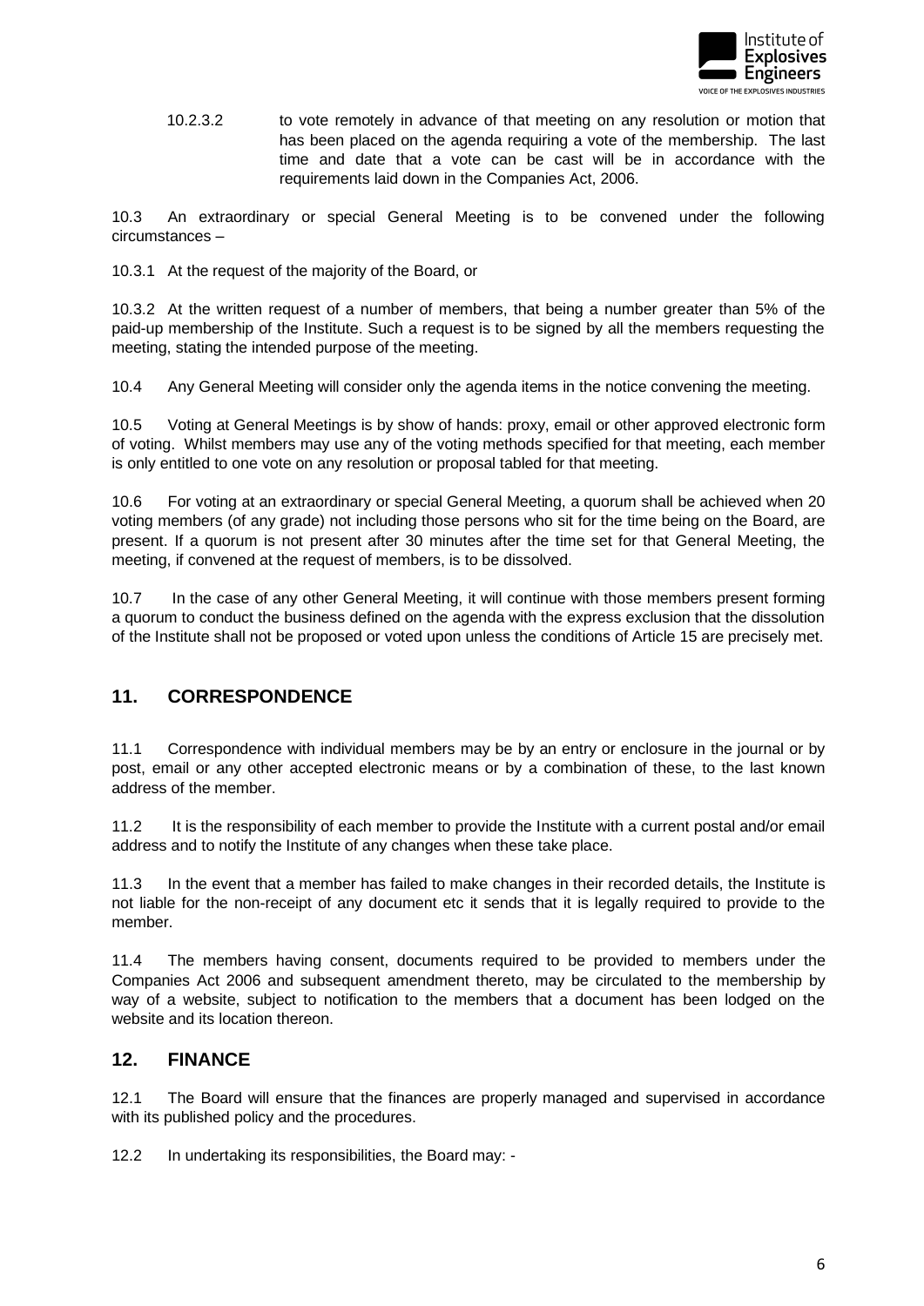10.2.3.2 to vote remotely in advance of that meeting on any resolution or motion that has been placed on the agenda requiring a vote of the membership. The last time and date that a vote can be cast will be in accordance with the requirements laid down in the Companies Act, 2006.

10.3 An extraordinary or special General Meeting is to be convened under the following circumstances –

10.3.1 At the request of the majority of the Board, or

10.3.2 At the written request of a number of members, that being a number greater than 5% of the paid-up membership of the Institute. Such a request is to be signed by all the members requesting the meeting, stating the intended purpose of the meeting.

10.4 Any General Meeting will consider only the agenda items in the notice convening the meeting.

10.5 Voting at General Meetings is by show of hands: proxy, email or other approved electronic form of voting. Whilst members may use any of the voting methods specified for that meeting, each member is only entitled to one vote on any resolution or proposal tabled for that meeting.

10.6 For voting at an extraordinary or special General Meeting, a quorum shall be achieved when 20 voting members (of any grade) not including those persons who sit for the time being on the Board, are present. If a quorum is not present after 30 minutes after the time set for that General Meeting, the meeting, if convened at the request of members, is to be dissolved.

10.7 In the case of any other General Meeting, it will continue with those members present forming a quorum to conduct the business defined on the agenda with the express exclusion that the dissolution of the Institute shall not be proposed or voted upon unless the conditions of Article 15 are precisely met.

## 11. CORRESPONDENCE

11.1 Correspondence with individual members may be by an entry or enclosure in the journal or by post, email or any other accepted electronic means or by a combination of these, to the last known address of the member.

11.2 It is the responsibility of each member to provide the Institute with a current postal and/or email address and to notify the Institute of any changes when these take place.

11.3 In the event that a member has failed to make changes in their recorded details, the Institute is not liable for the non-receipt of any document etc it sends that it is legally required to provide to the member.

11.4 The members having consent, documents required to be provided to members under the Companies Act 2006 and subsequent amendment thereto, may be circulated to the membership by way of a website, subject to notification to the members that a document has been lodged on the website and its location thereon.

## 12. FINANCE

12.1 The Board will ensure that the finances are properly managed and supervised in accordance with its published policy and the procedures.

12.2 In undertaking its responsibilities, the Board may: -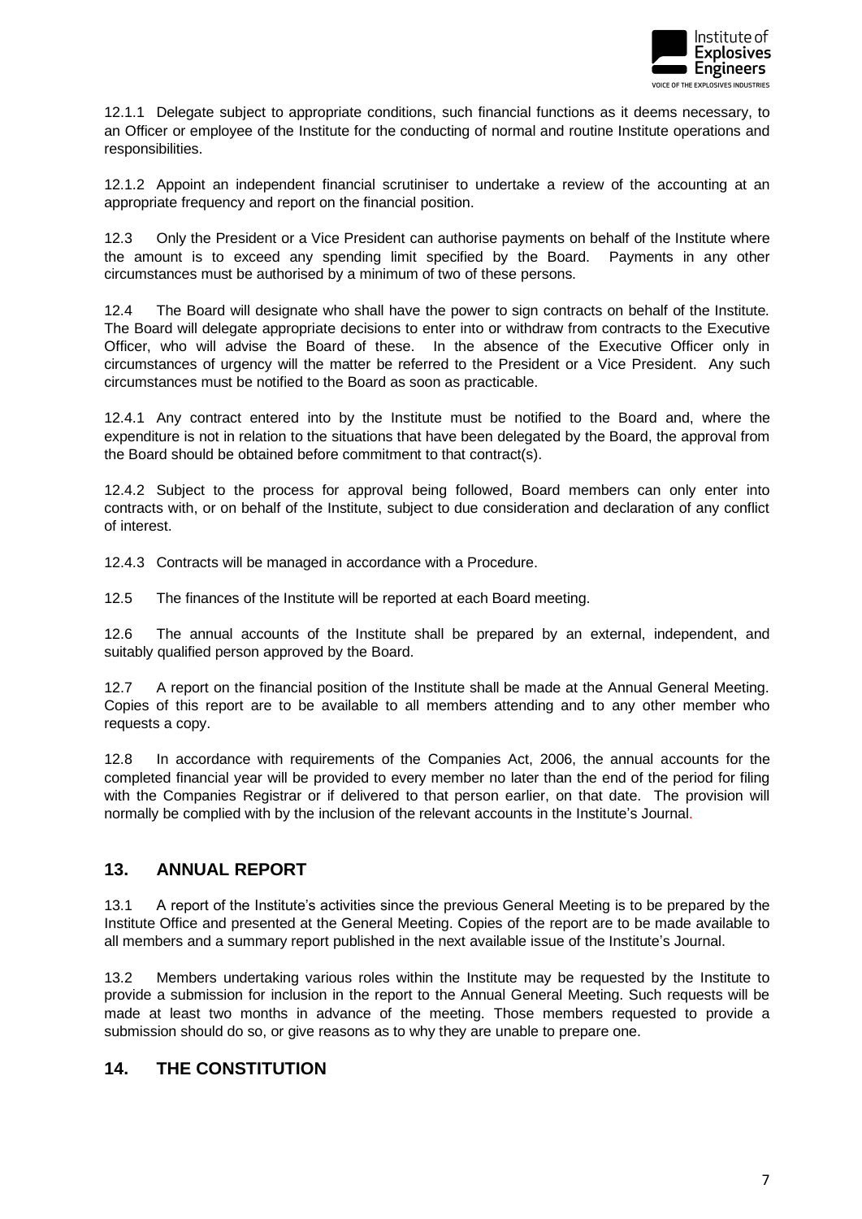12.1.1 Delegate subject to appropriate conditions, such financial functions as it deems necessary, to an Officer or employee of the Institute for the conducting of normal and routine Institute operations and responsibilities.

12.1.2 Appoint an independent financial scrutiniser to undertake a review of the accounting at an appropriate frequency and report on the financial position.

12.3 Only the President or a Vice President can authorise payments on behalf of the Institute where the amount is to exceed any spending limit specified by the Board. Payments in any other circumstances must be authorised by a minimum of two of these persons.

12.4 The Board will designate who shall have the power to sign contracts on behalf of the Institute. The Board will delegate appropriate decisions to enter into or withdraw from contracts to the Executive Officer, who will advise the Board of these. In the absence of the Executive Officer only in circumstances of urgency will the matter be referred to the President or a Vice President. Any such circumstances must be notified to the Board as soon as practicable.

12.4.1 Any contract entered into by the Institute must be notified to the Board and, where the expenditure is not in relation to the situations that have been delegated by the Board, the approval from the Board should be obtained before commitment to that contract(s).

12.4.2 Subject to the process for approval being followed, Board members can only enter into contracts with, or on behalf of the Institute, subject to due consideration and declaration of any conflict of interest.

12.4.3 Contracts will be managed in accordance with a Procedure.

12.5 The finances of the Institute will be reported at each Board meeting.

12.6 The annual accounts of the Institute shall be prepared by an external, independent, and suitably qualified person approved by the Board.

12.7 A report on the financial position of the Institute shall be made at the Annual General Meeting. Copies of this report are to be available to all members attending and to any other member who requests a copy.

12.8 In accordance with requirements of the Companies Act, 2006, the annual accounts for the completed financial year will be provided to every member no later than the end of the period for filing with the Companies Registrar or if delivered to that person earlier, on that date. The provision will normally be complied with by the inclusion of the relevant accounts in the Institute's Journal.

## 13. ANNUAL REPORT

13.1 A report of the Institute's activities since the previous General Meeting is to be prepared by the Institute Office and presented at the General Meeting. Copies of the report are to be made available to all members and a summary report published in the next available issue of the Institute's Journal.

13.2 Members undertaking various roles within the Institute may be requested by the Institute to provide a submission for inclusion in the report to the Annual General Meeting. Such requests will be made at least two months in advance of the meeting. Those members requested to provide a submission should do so, or give reasons as to why they are unable to prepare one.

## 14. THE CONSTITUTION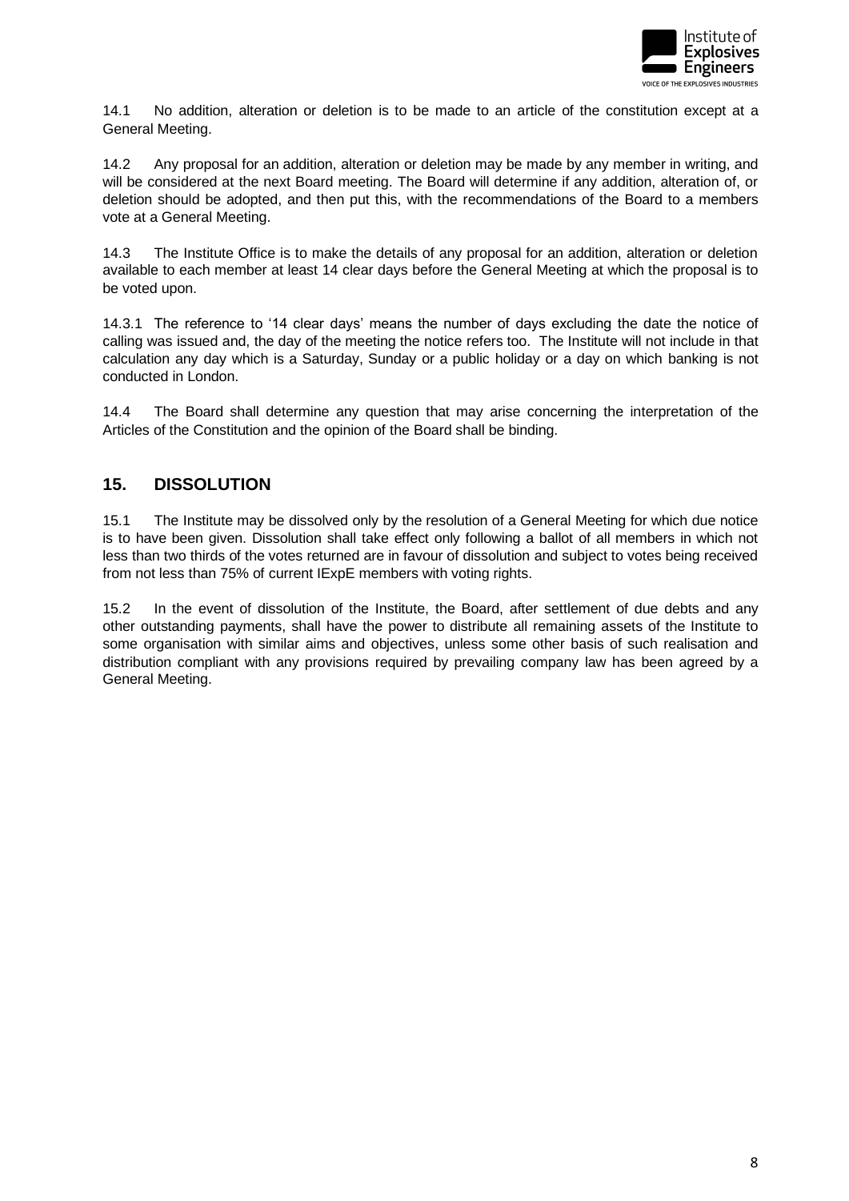14.1 No addition, alteration or deletion is to be made to an article of the constitution except at a General Meeting.

14.2 Any proposal for an addition, alteration or deletion may be made by any member in writing, and will be considered at the next Board meeting. The Board will determine if any addition, alteration of, or deletion should be adopted, and then put this, with the recommendations of the Board to a members vote at a General Meeting.

14.3 The Institute Office is to make the details of any proposal for an addition, alteration or deletion available to each member at least 14 clear days before the General Meeting at which the proposal is to be voted upon.

14.3.1 The reference to '14 clear days' means the number of days excluding the date the notice of calling was issued and, the day of the meeting the notice refers too. The Institute will not include in that calculation any day which is a Saturday, Sunday or a public holiday or a day on which banking is not conducted in London.

14.4 The Board shall determine any question that may arise concerning the interpretation of the Articles of the Constitution and the opinion of the Board shall be binding.

## 15. DISSOLUTION

15.1 The Institute may be dissolved only by the resolution of a General Meeting for which due notice is to have been given. Dissolution shall take effect only following a ballot of all members in which not less than two thirds of the votes returned are in favour of dissolution and subject to votes being received from not less than 75% of current IExpE members with voting rights.

15.2 In the event of dissolution of the Institute, the Board, after settlement of due debts and any other outstanding payments, shall have the power to distribute all remaining assets of the Institute to some organisation with similar aims and objectives, unless some other basis of such realisation and distribution compliant with any provisions required by prevailing company law has been agreed by a General Meeting.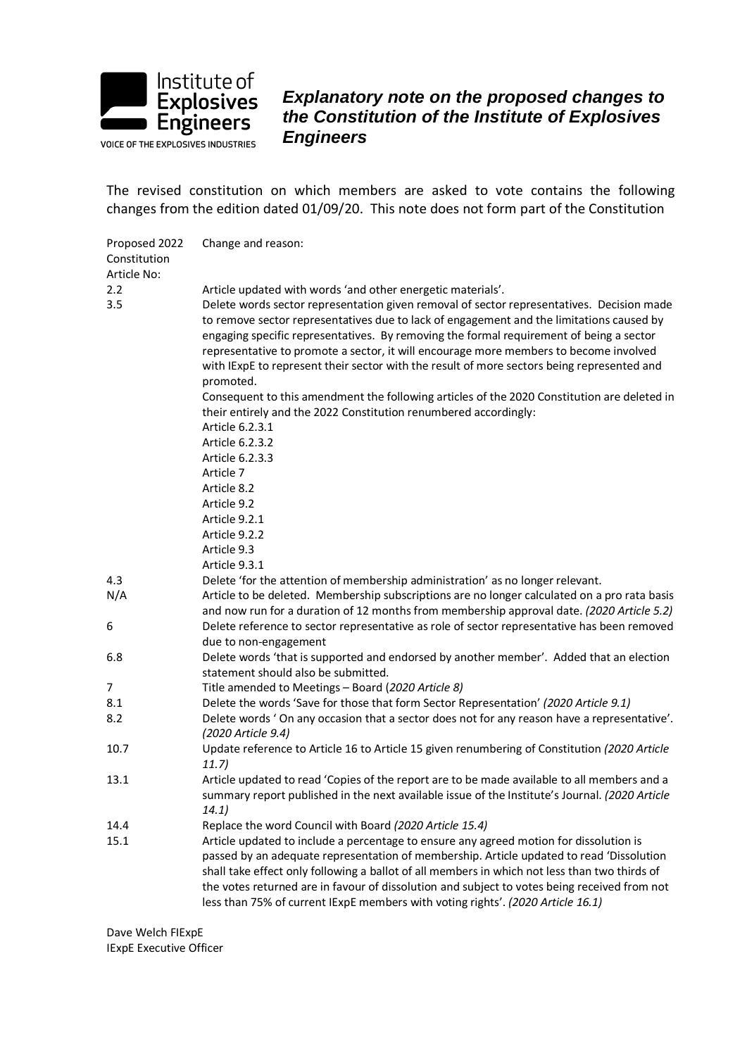Institute of Explosives Engineers

VOICE OF THE EXPLOSIVES INDUSTRIES

# *Explanatory note on the proposed changes to the Constitution of the Institute of Explosives Engineers*

The revised constitution on which members are asked to vote contains the following changes from the edition dated 01/09/20. This note does not form part of the Constitution

| Proposed 2022 Constitution Article No: | Change and reason: |
|---|---|
| 2.2 | Article updated with words 'and other energetic materials'. |
| 3.5 | Delete words sector representation given removal of sector representatives. Decision made to remove sector representatives due to lack of engagement and the limitations caused by engaging specific representatives. By removing the formal requirement of being a sector representative to promote a sector, it will encourage more members to become involved with IExpE to represent their sector with the result of more sectors being represented and promoted.<br>Consequent to this amendment the following articles of the 2020 Constitution are deleted in their entirely and the 2022 Constitution renumbered accordingly:<br>Article 6.2.3.1<br>Article 6.2.3.2<br>Article 6.2.3.3<br>Article 7<br>Article 8.2<br>Article 9.2<br>Article 9.2.1<br>Article 9.2.2<br>Article 9.3<br>Article 9.3.1 |
| 4.3 | Delete 'for the attention of membership administration' as no longer relevant. |
| N/A | Article to be deleted. Membership subscriptions are no longer calculated on a pro rata basis and now run for a duration of 12 months from membership approval date. *(2020 Article 5.2)* |
| 6 | Delete reference to sector representative as role of sector representative has been removed due to non-engagement |
| 6.8 | Delete words 'that is supported and endorsed by another member'. Added that an election statement should also be submitted. |
| 7 | Title amended to Meetings – Board (*2020 Article 8)* |
| 8.1 | Delete the words 'Save for those that form Sector Representation' *(2020 Article 9.1)* |
| 8.2 | Delete words ' On any occasion that a sector does not for any reason have a representative'. *(2020 Article 9.4)* |
| 10.7 | Update reference to Article 16 to Article 15 given renumbering of Constitution *(2020 Article 11.7)* |
| 13.1 | Article updated to read 'Copies of the report are to be made available to all members and a summary report published in the next available issue of the Institute's Journal. *(2020 Article 14.1)* |
| 14.4 | Replace the word Council with Board *(2020 Article 15.4)* |
| 15.1 | Article updated to include a percentage to ensure any agreed motion for dissolution is passed by an adequate representation of membership. Article updated to read 'Dissolution shall take effect only following a ballot of all members in which not less than two thirds of the votes returned are in favour of dissolution and subject to votes being received from not less than 75% of current IExpE members with voting rights'. *(2020 Article 16.1)* |

Dave Welch FIExpE
IExpE Executive Officer